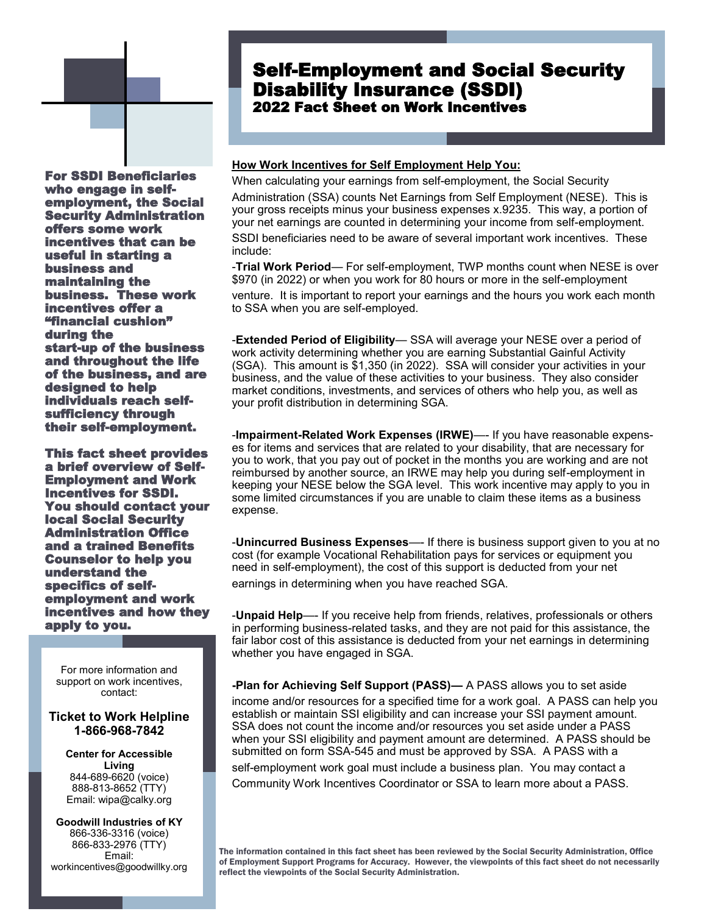# Self-Employment and Social Security Disability Insurance (SSDI)

## 2022 Fact Sheet on Work Incentives

**For SSDI Beneficiaries who engage in self-employment, the Social Security Administration offers some work incentives that can be useful in starting a business and maintaining the business. These work incentives offer a "financial cushion" during the start-up of the business and throughout the life of the business, and are designed to help individuals reach self-sufficiency through their self-employment.**

**This fact sheet provides a brief overview of Self-Employment and Work Incentives for SSDI. You should contact your local Social Security Administration Office and a trained Benefits Counselor to help you understand the specifics of self-employment and work incentives and how they apply to you.**

For more information and support on work incentives, contact:

**Ticket to Work Helpline**
**1-866-968-7842**

**Center for Accessible Living**
844-689-6620 (voice)
888-813-8652 (TTY)
Email: wipa@calky.org

**Goodwill Industries of KY**
866-336-3316 (voice)
866-833-2976 (TTY)
Email:
workincentives@goodwillky.org

### How Work Incentives for Self Employment Help You:

When calculating your earnings from self-employment, the Social Security Administration (SSA) counts Net Earnings from Self Employment (NESE). This is your gross receipts minus your business expenses x.9235. This way, a portion of your net earnings are counted in determining your income from self-employment.

SSDI beneficiaries need to be aware of several important work incentives. These include:

-**Trial Work Period**— For self-employment, TWP months count when NESE is over $970 (in 2022) or when you work for 80 hours or more in the self-employment venture. It is important to report your earnings and the hours you work each month to SSA when you are self-employed.

-**Extended Period of Eligibility**— SSA will average your NESE over a period of work activity determining whether you are earning Substantial Gainful Activity (SGA). This amount is $1,350 (in 2022). SSA will consider your activities in your business, and the value of these activities to your business. They also consider market conditions, investments, and services of others who help you, as well as your profit distribution in determining SGA.

-**Impairment-Related Work Expenses (IRWE)**—- If you have reasonable expenses for items and services that are related to your disability, that are necessary for you to work, that you pay out of pocket in the months you are working and are not reimbursed by another source, an IRWE may help you during self-employment in keeping your NESE below the SGA level. This work incentive may apply to you in some limited circumstances if you are unable to claim these items as a business expense.

-**Unincurred Business Expenses**—- If there is business support given to you at no cost (for example Vocational Rehabilitation pays for services or equipment you need in self-employment), the cost of this support is deducted from your net earnings in determining when you have reached SGA.

-**Unpaid Help**—- If you receive help from friends, relatives, professionals or others in performing business-related tasks, and they are not paid for this assistance, the fair labor cost of this assistance is deducted from your net earnings in determining whether you have engaged in SGA.

**-Plan for Achieving Self Support (PASS)—** A PASS allows you to set aside income and/or resources for a specified time for a work goal. A PASS can help you establish or maintain SSI eligibility and can increase your SSI payment amount. SSA does not count the income and/or resources you set aside under a PASS when your SSI eligibility and payment amount are determined. A PASS should be submitted on form SSA-545 and must be approved by SSA. A PASS with a self-employment work goal must include a business plan. You may contact a Community Work Incentives Coordinator or SSA to learn more about a PASS.

**The information contained in this fact sheet has been reviewed by the Social Security Administration, Office of Employment Support Programs for Accuracy. However, the viewpoints of this fact sheet do not necessarily reflect the viewpoints of the Social Security Administration.**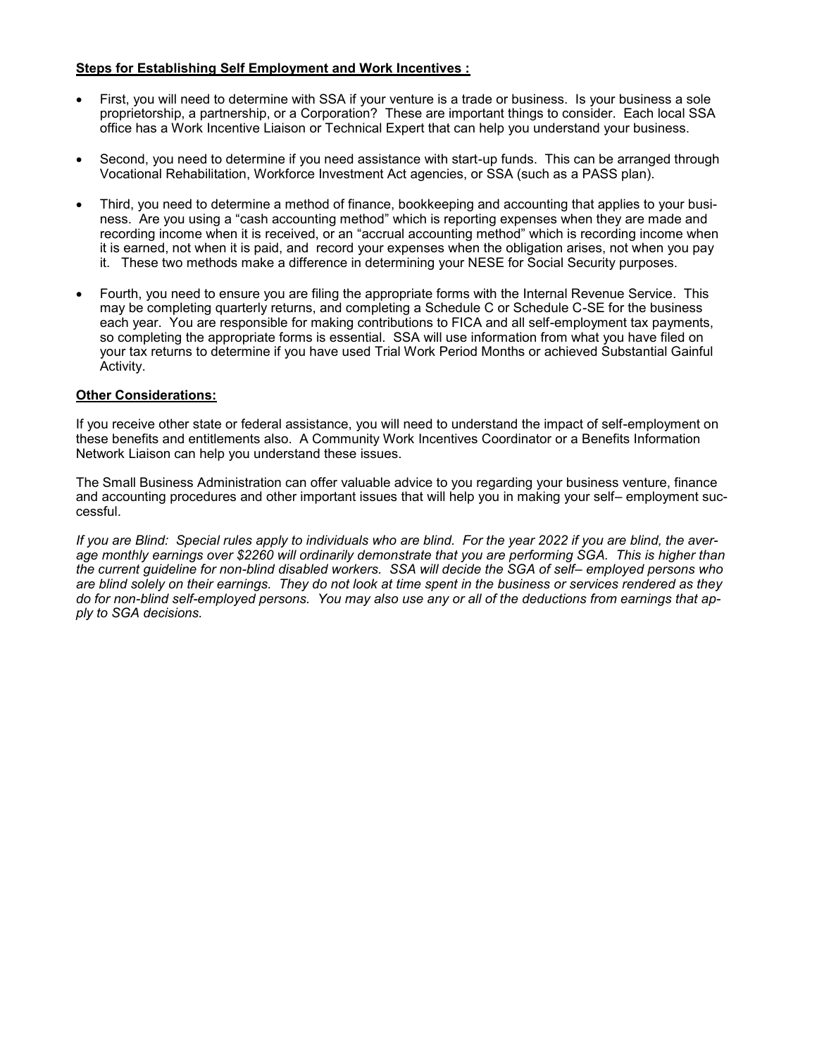**<u>Steps for Establishing Self Employment and Work Incentives :</u>**

- First, you will need to determine with SSA if your venture is a trade or business. Is your business a sole proprietorship, a partnership, or a Corporation? These are important things to consider. Each local SSA office has a Work Incentive Liaison or Technical Expert that can help you understand your business.

- Second, you need to determine if you need assistance with start-up funds. This can be arranged through Vocational Rehabilitation, Workforce Investment Act agencies, or SSA (such as a PASS plan).

- Third, you need to determine a method of finance, bookkeeping and accounting that applies to your business. Are you using a "cash accounting method" which is reporting expenses when they are made and recording income when it is received, or an "accrual accounting method" which is recording income when it is earned, not when it is paid, and record your expenses when the obligation arises, not when you pay it. These two methods make a difference in determining your NESE for Social Security purposes.

- Fourth, you need to ensure you are filing the appropriate forms with the Internal Revenue Service. This may be completing quarterly returns, and completing a Schedule C or Schedule C-SE for the business each year. You are responsible for making contributions to FICA and all self-employment tax payments, so completing the appropriate forms is essential. SSA will use information from what you have filed on your tax returns to determine if you have used Trial Work Period Months or achieved Substantial Gainful Activity.

**<u>Other Considerations:</u>**

If you receive other state or federal assistance, you will need to understand the impact of self-employment on these benefits and entitlements also. A Community Work Incentives Coordinator or a Benefits Information Network Liaison can help you understand these issues.

The Small Business Administration can offer valuable advice to you regarding your business venture, finance and accounting procedures and other important issues that will help you in making your self– employment successful.

*If you are Blind: Special rules apply to individuals who are blind. For the year 2022 if you are blind, the average monthly earnings over $2260 will ordinarily demonstrate that you are performing SGA. This is higher than the current guideline for non-blind disabled workers. SSA will decide the SGA of self– employed persons who are blind solely on their earnings. They do not look at time spent in the business or services rendered as they do for non-blind self-employed persons. You may also use any or all of the deductions from earnings that apply to SGA decisions.*